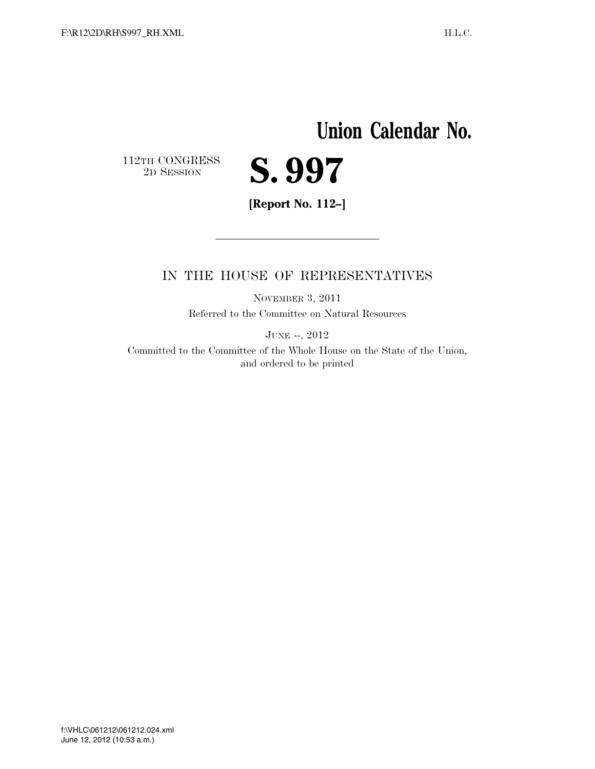# Union Calendar No.

112TH CONGRESS
2D SESSION

# S. 997

**[Report No. 112–]**

---

IN THE HOUSE OF REPRESENTATIVES

NOVEMBER 3, 2011

Referred to the Committee on Natural Resources

JUNE --, 2012

Committed to the Committee of the Whole House on the State of the Union, and ordered to be printed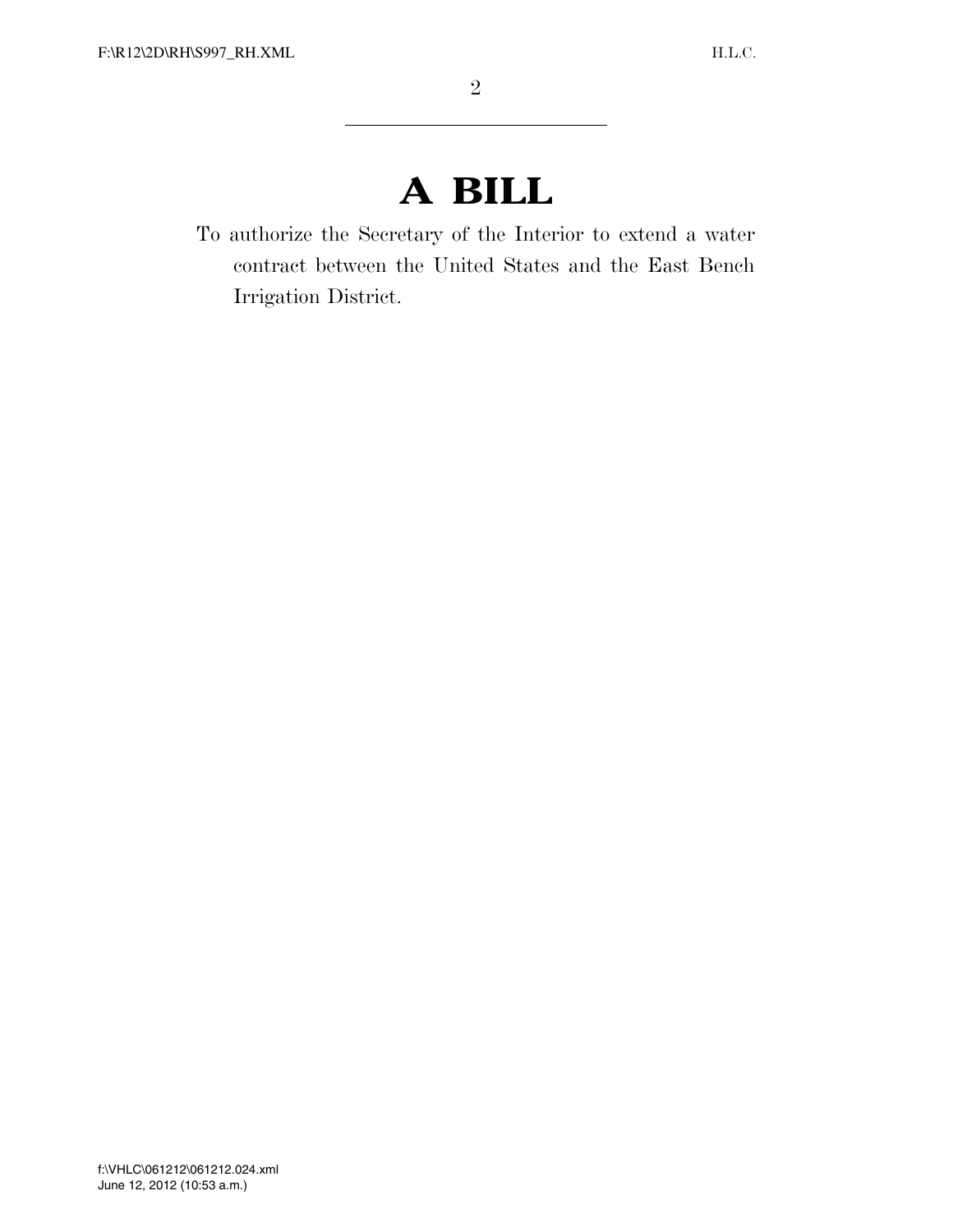# A BILL

To authorize the Secretary of the Interior to extend a water contract between the United States and the East Bench Irrigation District.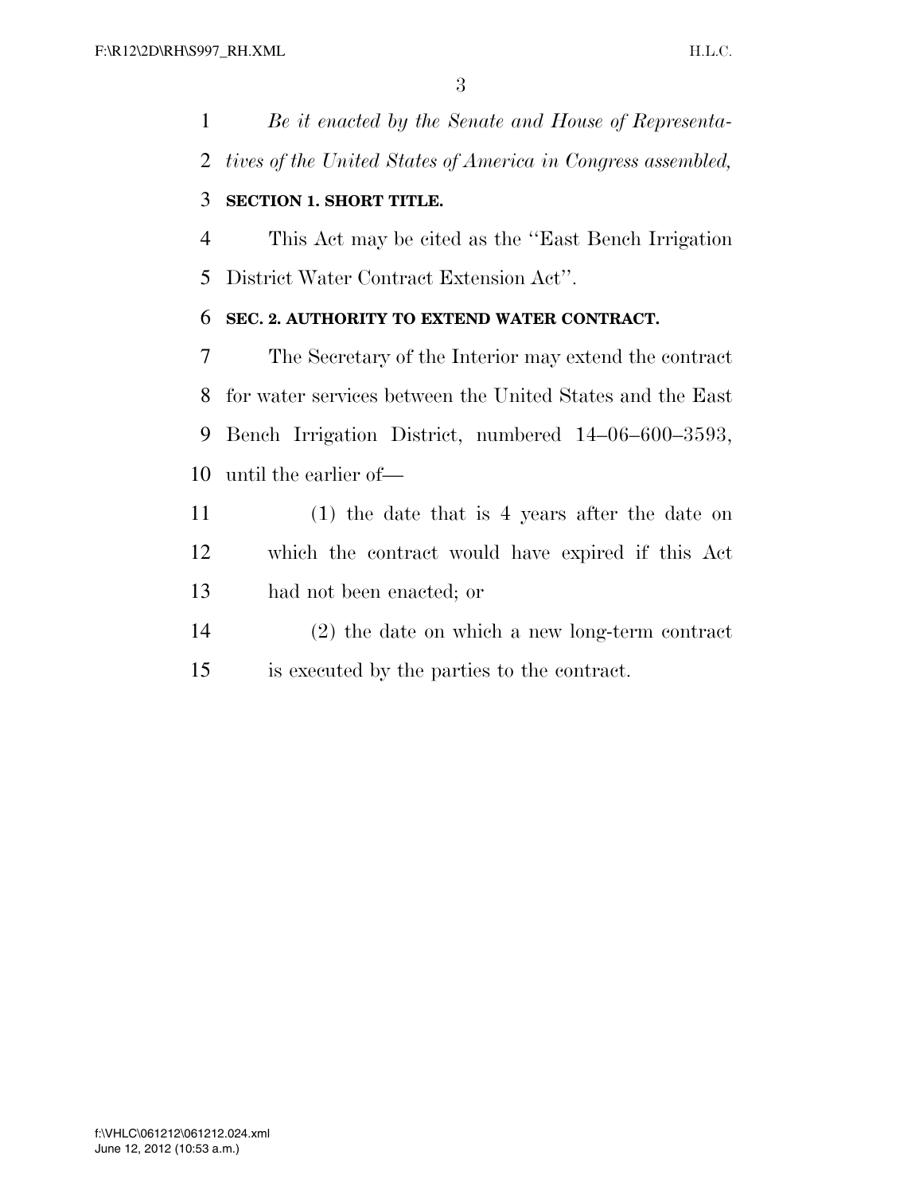*Be it enacted by the Senate and House of Representatives of the United States of America in Congress assembled,*

**SECTION 1. SHORT TITLE.**

This Act may be cited as the ''East Bench Irrigation District Water Contract Extension Act''.

**SEC. 2. AUTHORITY TO EXTEND WATER CONTRACT.**

The Secretary of the Interior may extend the contract for water services between the United States and the East Bench Irrigation District, numbered 14–06–600–3593, until the earlier of—

(1) the date that is 4 years after the date on which the contract would have expired if this Act had not been enacted; or

(2) the date on which a new long-term contract is executed by the parties to the contract.